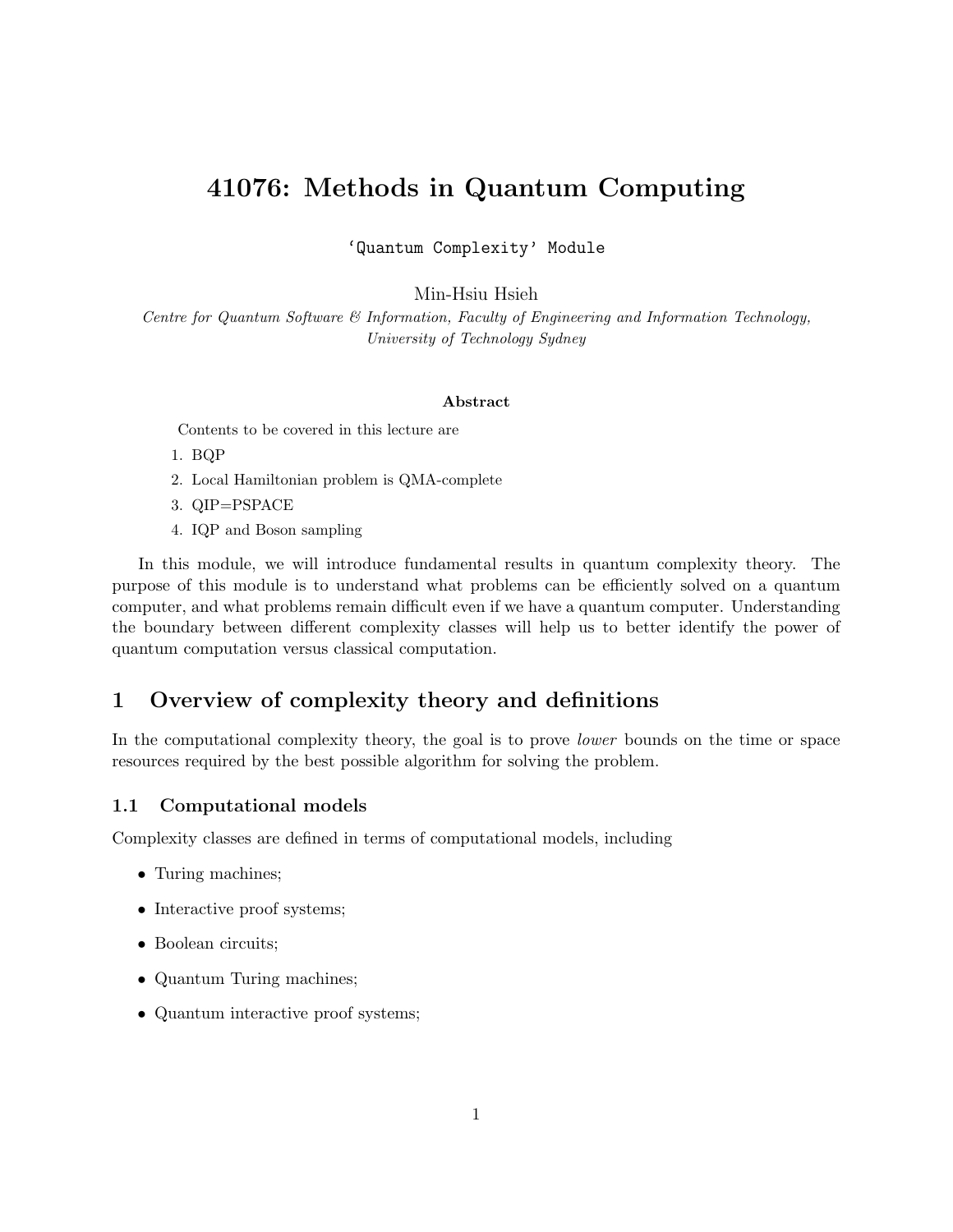# 41076: Methods in Quantum Computing

'Quantum Complexity' Module

Min-Hsiu Hsieh

*Centre for Quantum Software & Information, Faculty of Engineering and Information Technology, University of Technology Sydney*

**Abstract**

Contents to be covered in this lecture are

1. BQP
2. Local Hamiltonian problem is QMA-complete
3. QIP=PSPACE
4. IQP and Boson sampling

In this module, we will introduce fundamental results in quantum complexity theory. The purpose of this module is to understand what problems can be efficiently solved on a quantum computer, and what problems remain difficult even if we have a quantum computer. Understanding the boundary between different complexity classes will help us to better identify the power of quantum computation versus classical computation.

## 1 Overview of complexity theory and definitions

In the computational complexity theory, the goal is to prove *lower* bounds on the time or space resources required by the best possible algorithm for solving the problem.

### 1.1 Computational models

Complexity classes are defined in terms of computational models, including

- Turing machines;
- Interactive proof systems;
- Boolean circuits;
- Quantum Turing machines;
- Quantum interactive proof systems;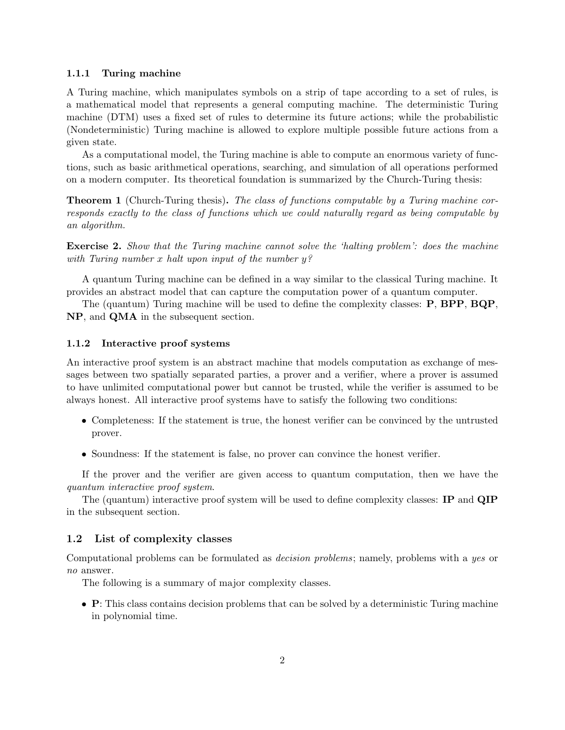### 1.1.1 Turing machine

A Turing machine, which manipulates symbols on a strip of tape according to a set of rules, is a mathematical model that represents a general computing machine. The deterministic Turing machine (DTM) uses a fixed set of rules to determine its future actions; while the probabilistic (Nondeterministic) Turing machine is allowed to explore multiple possible future actions from a given state.

As a computational model, the Turing machine is able to compute an enormous variety of functions, such as basic arithmetical operations, searching, and simulation of all operations performed on a modern computer. Its theoretical foundation is summarized by the Church-Turing thesis:

**Theorem 1** (Church-Turing thesis)**.** *The class of functions computable by a Turing machine corresponds exactly to the class of functions which we could naturally regard as being computable by an algorithm.*

**Exercise 2.** *Show that the Turing machine cannot solve the 'halting problem': does the machine with Turing number x halt upon input of the number y?*

A quantum Turing machine can be defined in a way similar to the classical Turing machine. It provides an abstract model that can capture the computation power of a quantum computer.

The (quantum) Turing machine will be used to define the complexity classes: **P**, **BPP**, **BQP**, **NP**, and **QMA** in the subsequent section.

### 1.1.2 Interactive proof systems

An interactive proof system is an abstract machine that models computation as exchange of messages between two spatially separated parties, a prover and a verifier, where a prover is assumed to have unlimited computational power but cannot be trusted, while the verifier is assumed to be always honest. All interactive proof systems have to satisfy the following two conditions:

- Completeness: If the statement is true, the honest verifier can be convinced by the untrusted prover.
- Soundness: If the statement is false, no prover can convince the honest verifier.

If the prover and the verifier are given access to quantum computation, then we have the *quantum interactive proof system*.

The (quantum) interactive proof system will be used to define complexity classes: **IP** and **QIP** in the subsequent section.

## 1.2 List of complexity classes

Computational problems can be formulated as *decision problems*; namely, problems with a *yes* or *no* answer.

The following is a summary of major complexity classes.

- **P**: This class contains decision problems that can be solved by a deterministic Turing machine in polynomial time.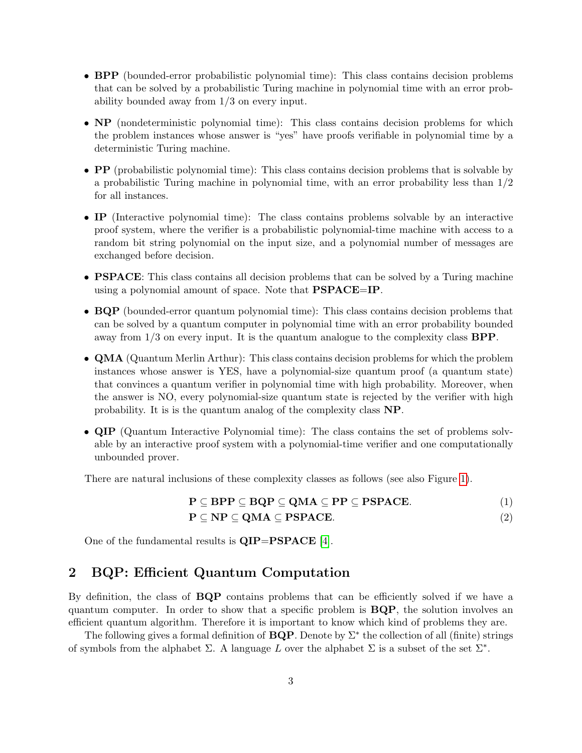- **BPP** (bounded-error probabilistic polynomial time): This class contains decision problems that can be solved by a probabilistic Turing machine in polynomial time with an error probability bounded away from 1/3 on every input.

- **NP** (nondeterministic polynomial time): This class contains decision problems for which the problem instances whose answer is "yes" have proofs verifiable in polynomial time by a deterministic Turing machine.

- **PP** (probabilistic polynomial time): This class contains decision problems that is solvable by a probabilistic Turing machine in polynomial time, with an error probability less than 1/2 for all instances.

- **IP** (Interactive polynomial time): The class contains problems solvable by an interactive proof system, where the verifier is a probabilistic polynomial-time machine with access to a random bit string polynomial on the input size, and a polynomial number of messages are exchanged before decision.

- **PSPACE**: This class contains all decision problems that can be solved by a Turing machine using a polynomial amount of space. Note that **PSPACE**=**IP**.

- **BQP** (bounded-error quantum polynomial time): This class contains decision problems that can be solved by a quantum computer in polynomial time with an error probability bounded away from 1/3 on every input. It is the quantum analogue to the complexity class **BPP**.

- **QMA** (Quantum Merlin Arthur): This class contains decision problems for which the problem instances whose answer is YES, have a polynomial-size quantum proof (a quantum state) that convinces a quantum verifier in polynomial time with high probability. Moreover, when the answer is NO, every polynomial-size quantum state is rejected by the verifier with high probability. It is is the quantum analog of the complexity class **NP**.

- **QIP** (Quantum Interactive Polynomial time): The class contains the set of problems solvable by an interactive proof system with a polynomial-time verifier and one computationally unbounded prover.

There are natural inclusions of these complexity classes as follows (see also Figure 1).

$$\mathbf{P} \subseteq \mathbf{BPP} \subseteq \mathbf{BQP} \subseteq \mathbf{QMA} \subseteq \mathbf{PP} \subseteq \mathbf{PSPACE}. \tag{1}$$

$$\mathbf{P} \subseteq \mathbf{NP} \subseteq \mathbf{QMA} \subseteq \mathbf{PSPACE}. \tag{2}$$

One of the fundamental results is **QIP**=**PSPACE** [4].

## 2 BQP: Efficient Quantum Computation

By definition, the class of **BQP** contains problems that can be efficiently solved if we have a quantum computer. In order to show that a specific problem is **BQP**, the solution involves an efficient quantum algorithm. Therefore it is important to know which kind of problems they are.

The following gives a formal definition of **BQP**. Denote by $\Sigma^*$ the collection of all (finite) strings of symbols from the alphabet $\Sigma$. A language $L$ over the alphabet $\Sigma$ is a subset of the set $\Sigma^*$.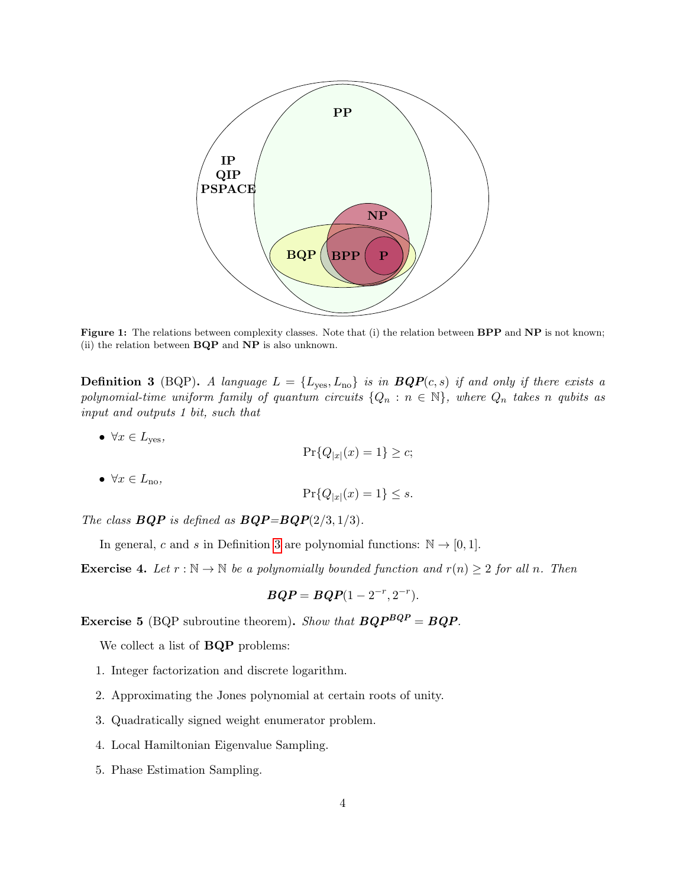**Figure 1:** The relations between complexity classes. Note that (i) the relation between **BPP** and **NP** is not known; (ii) the relation between **BQP** and **NP** is also unknown.

**Definition 3** (BQP)**.** *A language $L = \{L_{\text{yes}}, L_{\text{no}}\}$ is in $\textbf{BQP}(c,s)$ if and only if there exists a polynomial-time uniform family of quantum circuits $\{Q_n : n \in \mathbb{N}\}$, where $Q_n$ takes $n$ qubits as input and outputs 1 bit, such that*

- $\forall x \in L_{\text{yes}}$,
$$\Pr\{Q_{|x|}(x) = 1\} \geq c;$$
- $\forall x \in L_{\text{no}}$,
$$\Pr\{Q_{|x|}(x) = 1\} \leq s.$$

*The class $\textbf{BQP}$ is defined as $\textbf{BQP}$=$\textbf{BQP}(2/3, 1/3)$.*

In general, $c$ and $s$ in Definition 3 are polynomial functions: $\mathbb{N} \to [0,1]$.

**Exercise 4.** *Let $r : \mathbb{N} \to \mathbb{N}$ be a polynomially bounded function and $r(n) \geq 2$ for all $n$. Then*

$$\textbf{BQP} = \textbf{BQP}(1 - 2^{-r}, 2^{-r}).$$

**Exercise 5** (BQP subroutine theorem)**.** *Show that $\textbf{BQP}^{\textbf{BQP}} = \textbf{BQP}$.*

We collect a list of **BQP** problems:

1. Integer factorization and discrete logarithm.
2. Approximating the Jones polynomial at certain roots of unity.
3. Quadratically signed weight enumerator problem.
4. Local Hamiltonian Eigenvalue Sampling.
5. Phase Estimation Sampling.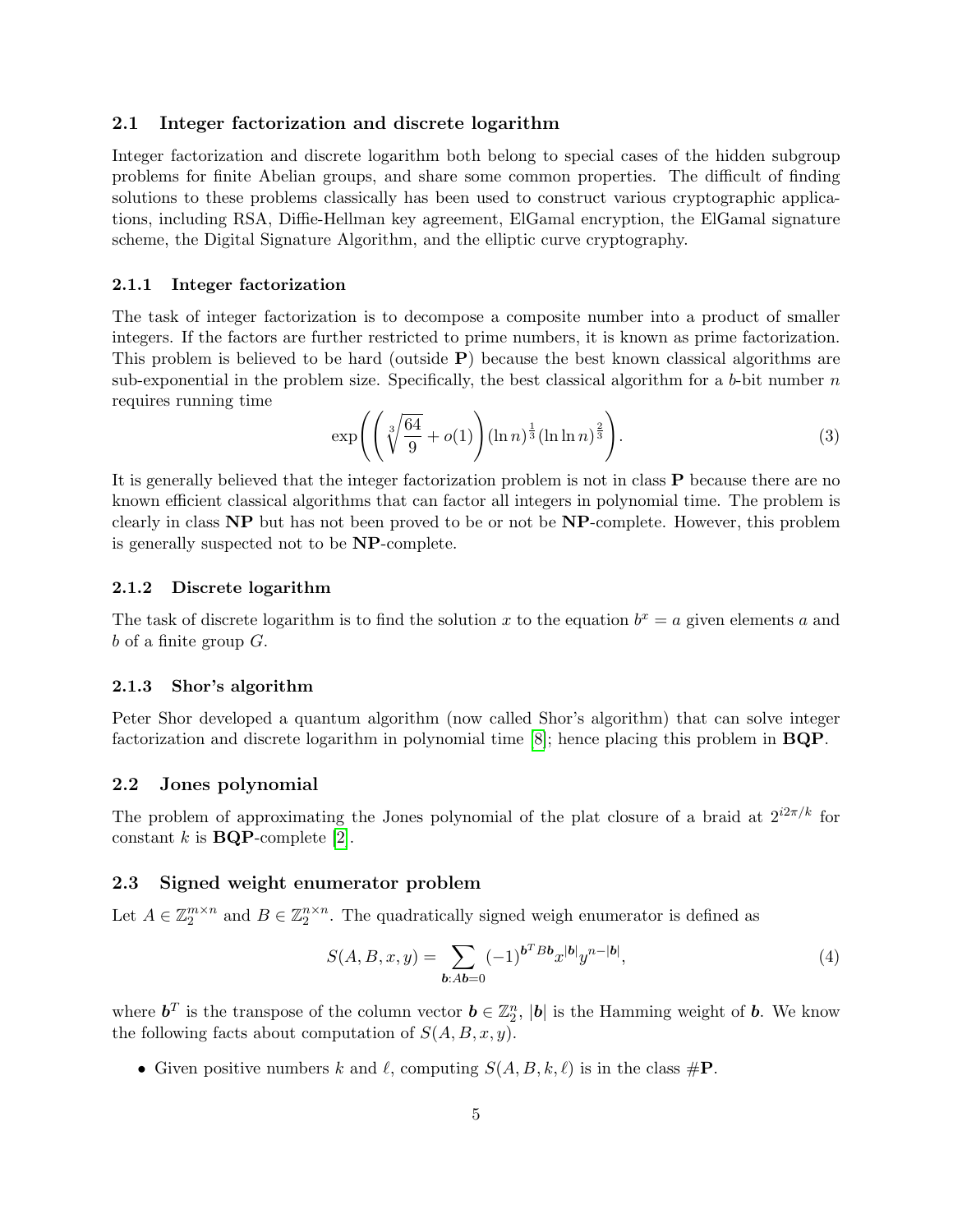## 2.1 Integer factorization and discrete logarithm

Integer factorization and discrete logarithm both belong to special cases of the hidden subgroup problems for finite Abelian groups, and share some common properties. The difficult of finding solutions to these problems classically has been used to construct various cryptographic applications, including RSA, Diffie-Hellman key agreement, ElGamal encryption, the ElGamal signature scheme, the Digital Signature Algorithm, and the elliptic curve cryptography.

### 2.1.1 Integer factorization

The task of integer factorization is to decompose a composite number into a product of smaller integers. If the factors are further restricted to prime numbers, it is known as prime factorization. This problem is believed to be hard (outside **P**) because the best known classical algorithms are sub-exponential in the problem size. Specifically, the best classical algorithm for a $b$-bit number $n$ requires running time

$$\exp\left(\left(\sqrt[3]{\frac{64}{9}} + o(1)\right)(\ln n)^{\frac{1}{3}}(\ln \ln n)^{\frac{2}{3}}\right). \tag{3}$$

It is generally believed that the integer factorization problem is not in class **P** because there are no known efficient classical algorithms that can factor all integers in polynomial time. The problem is clearly in class **NP** but has not been proved to be or not be **NP**-complete. However, this problem is generally suspected not to be **NP**-complete.

### 2.1.2 Discrete logarithm

The task of discrete logarithm is to find the solution $x$ to the equation $b^x = a$ given elements $a$ and $b$ of a finite group $G$.

### 2.1.3 Shor's algorithm

Peter Shor developed a quantum algorithm (now called Shor's algorithm) that can solve integer factorization and discrete logarithm in polynomial time [8]; hence placing this problem in **BQP**.

## 2.2 Jones polynomial

The problem of approximating the Jones polynomial of the plat closure of a braid at $2^{i2\pi/k}$ for constant $k$ is **BQP**-complete [2].

## 2.3 Signed weight enumerator problem

Let $A \in \mathbb{Z}_2^{m\times n}$ and $B \in \mathbb{Z}_2^{n\times n}$. The quadratically signed weigh enumerator is defined as

$$S(A, B, x, y) = \sum_{\boldsymbol{b}:A\boldsymbol{b}=0} (-1)^{\boldsymbol{b}^T B \boldsymbol{b}} x^{|\boldsymbol{b}|} y^{n-|\boldsymbol{b}|}, \tag{4}$$

where $\boldsymbol{b}^T$ is the transpose of the column vector $\boldsymbol{b} \in \mathbb{Z}_2^n$, $|\boldsymbol{b}|$ is the Hamming weight of $\boldsymbol{b}$. We know the following facts about computation of $S(A, B, x, y)$.

- Given positive numbers $k$ and $\ell$, computing $S(A, B, k, \ell)$ is in the class #**P**.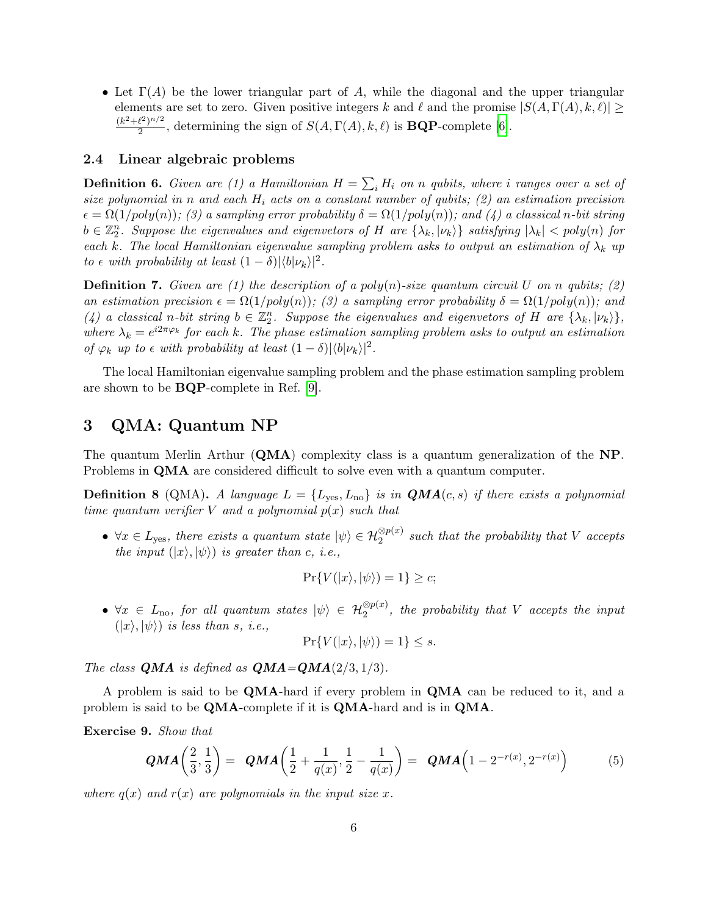- Let $\Gamma(A)$ be the lower triangular part of $A$, while the diagonal and the upper triangular elements are set to zero. Given positive integers $k$ and $\ell$ and the promise $|S(A, \Gamma(A), k, \ell)| \geq \frac{(k^2+\ell^2)^{n/2}}{2}$, determining the sign of $S(A, \Gamma(A), k, \ell)$ is **BQP**-complete [6].

### 2.4 Linear algebraic problems

**Definition 6.** *Given are (1) a Hamiltonian $H = \sum_i H_i$ on $n$ qubits, where $i$ ranges over a set of size polynomial in $n$ and each $H_i$ acts on a constant number of qubits; (2) an estimation precision $\epsilon = \Omega(1/poly(n))$; (3) a sampling error probability $\delta = \Omega(1/poly(n))$; and (4) a classical $n$-bit string $b \in \mathbb{Z}_2^n$. Suppose the eigenvalues and eigenvetors of $H$ are $\{\lambda_k, |\nu_k\rangle\}$ satisfying $|\lambda_k| < poly(n)$ for each $k$. The local Hamiltonian eigenvalue sampling problem asks to output an estimation of $\lambda_k$ up to $\epsilon$ with probability at least $(1-\delta)|\langle b|\nu_k\rangle|^2$.*

**Definition 7.** *Given are (1) the description of a $poly(n)$-size quantum circuit $U$ on $n$ qubits; (2) an estimation precision $\epsilon = \Omega(1/poly(n))$; (3) a sampling error probability $\delta = \Omega(1/poly(n))$; and (4) a classical $n$-bit string $b \in \mathbb{Z}_2^n$. Suppose the eigenvalues and eigenvetors of $H$ are $\{\lambda_k, |\nu_k\rangle\}$, where $\lambda_k = e^{i2\pi\varphi_k}$ for each $k$. The phase estimation sampling problem asks to output an estimation of $\varphi_k$ up to $\epsilon$ with probability at least $(1-\delta)|\langle b|\nu_k\rangle|^2$.*

The local Hamiltonian eigenvalue sampling problem and the phase estimation sampling problem are shown to be **BQP**-complete in Ref. [9].

## 3 QMA: Quantum NP

The quantum Merlin Arthur (**QMA**) complexity class is a quantum generalization of the **NP**. Problems in **QMA** are considered difficult to solve even with a quantum computer.

**Definition 8** (QMA)**.** *A language $L = \{L_{\rm yes}, L_{\rm no}\}$ is in **QMA**$(c,s)$ if there exists a polynomial time quantum verifier $V$ and a polynomial $p(x)$ such that*

- *$\forall x \in L_{\rm yes}$, there exists a quantum state $|\psi\rangle \in \mathcal{H}_2^{\otimes p(x)}$ such that the probability that $V$ accepts the input $(|x\rangle, |\psi\rangle)$ is greater than $c$, i.e.,*

$$\Pr\{V(|x\rangle, |\psi\rangle) = 1\} \geq c;$$

- *$\forall x \in L_{\rm no}$, for all quantum states $|\psi\rangle \in \mathcal{H}_2^{\otimes p(x)}$, the probability that $V$ accepts the input $(|x\rangle, |\psi\rangle)$ is less than $s$, i.e.,*

$$\Pr\{V(|x\rangle, |\psi\rangle) = 1\} \leq s.$$

*The class **QMA** is defined as **QMA**=**QMA**$(2/3, 1/3)$.*

A problem is said to be **QMA**-hard if every problem in **QMA** can be reduced to it, and a problem is said to be **QMA**-complete if it is **QMA**-hard and is in **QMA**.

**Exercise 9.** *Show that*

$$\textbf{QMA}\left(\frac{2}{3}, \frac{1}{3}\right) = \textbf{QMA}\left(\frac{1}{2} + \frac{1}{q(x)}, \frac{1}{2} - \frac{1}{q(x)}\right) = \textbf{QMA}\left(1 - 2^{-r(x)}, 2^{-r(x)}\right) \tag{5}$$

*where $q(x)$ and $r(x)$ are polynomials in the input size $x$.*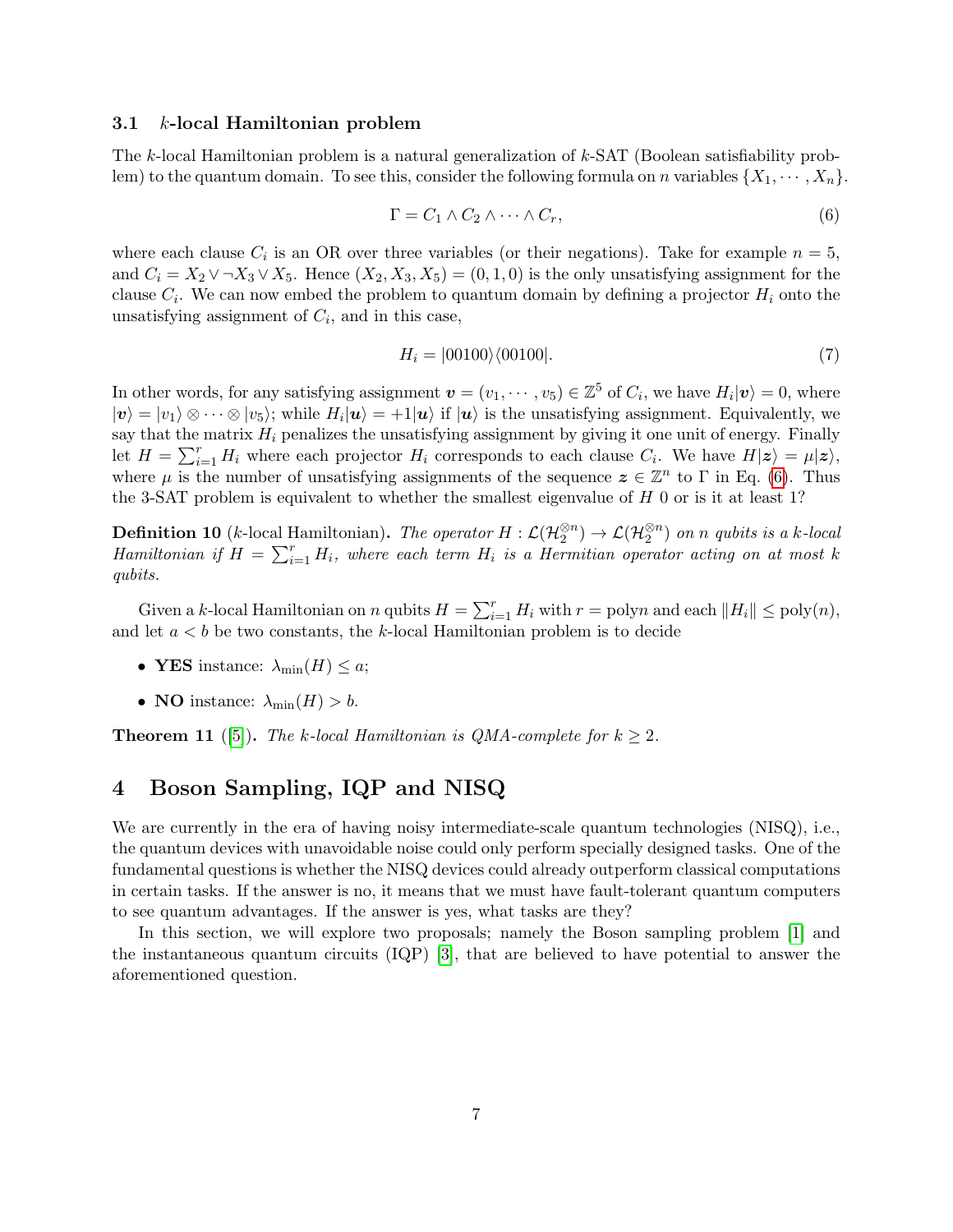### 3.1 $k$-local Hamiltonian problem

The $k$-local Hamiltonian problem is a natural generalization of $k$-SAT (Boolean satisfiability problem) to the quantum domain. To see this, consider the following formula on $n$ variables $\{X_1, \cdots, X_n\}$.

$$\Gamma = C_1 \wedge C_2 \wedge \cdots \wedge C_r, \tag{6}$$

where each clause $C_i$ is an OR over three variables (or their negations). Take for example $n = 5$, and $C_i = X_2 \vee \neg X_3 \vee X_5$. Hence $(X_2, X_3, X_5) = (0, 1, 0)$ is the only unsatisfying assignment for the clause $C_i$. We can now embed the problem to quantum domain by defining a projector $H_i$ onto the unsatisfying assignment of $C_i$, and in this case,

$$H_i = |00100\rangle\langle 00100|. \tag{7}$$

In other words, for any satisfying assignment $\boldsymbol{v} = (v_1, \cdots, v_5) \in \mathbb{Z}^5$ of $C_i$, we have $H_i|\boldsymbol{v}\rangle = 0$, where $|\boldsymbol{v}\rangle = |v_1\rangle \otimes \cdots \otimes |v_5\rangle$; while $H_i|\boldsymbol{u}\rangle = +1|\boldsymbol{u}\rangle$ if $|\boldsymbol{u}\rangle$ is the unsatisfying assignment. Equivalently, we say that the matrix $H_i$ penalizes the unsatisfying assignment by giving it one unit of energy. Finally let $H = \sum_{i=1}^{r} H_i$ where each projector $H_i$ corresponds to each clause $C_i$. We have $H|\boldsymbol{z}\rangle = \mu|\boldsymbol{z}\rangle$, where $\mu$ is the number of unsatisfying assignments of the sequence $\boldsymbol{z} \in \mathbb{Z}^n$ to $\Gamma$ in Eq. (6). Thus the 3-SAT problem is equivalent to whether the smallest eigenvalue of $H$ 0 or is it at least 1?

**Definition 10** ($k$-local Hamiltonian)**.** *The operator $H : \mathcal{L}(\mathcal{H}_2^{\otimes n}) \to \mathcal{L}(\mathcal{H}_2^{\otimes n})$ on $n$ qubits is a $k$-local Hamiltonian if $H = \sum_{i=1}^{r} H_i$, where each term $H_i$ is a Hermitian operator acting on at most $k$ qubits.*

Given a $k$-local Hamiltonian on $n$ qubits $H = \sum_{i=1}^{r} H_i$ with $r = \text{poly}n$ and each $\|H_i\| \leq \text{poly}(n)$, and let $a < b$ be two constants, the $k$-local Hamiltonian problem is to decide

- **YES** instance: $\lambda_{\min}(H) \leq a$;
- **NO** instance: $\lambda_{\min}(H) > b$.

**Theorem 11** ([5])**.** *The $k$-local Hamiltonian is QMA-complete for $k \geq 2$.*

## 4 Boson Sampling, IQP and NISQ

We are currently in the era of having noisy intermediate-scale quantum technologies (NISQ), i.e., the quantum devices with unavoidable noise could only perform specially designed tasks. One of the fundamental questions is whether the NISQ devices could already outperform classical computations in certain tasks. If the answer is no, it means that we must have fault-tolerant quantum computers to see quantum advantages. If the answer is yes, what tasks are they?

In this section, we will explore two proposals; namely the Boson sampling problem [1] and the instantaneous quantum circuits (IQP) [3], that are believed to have potential to answer the aforementioned question.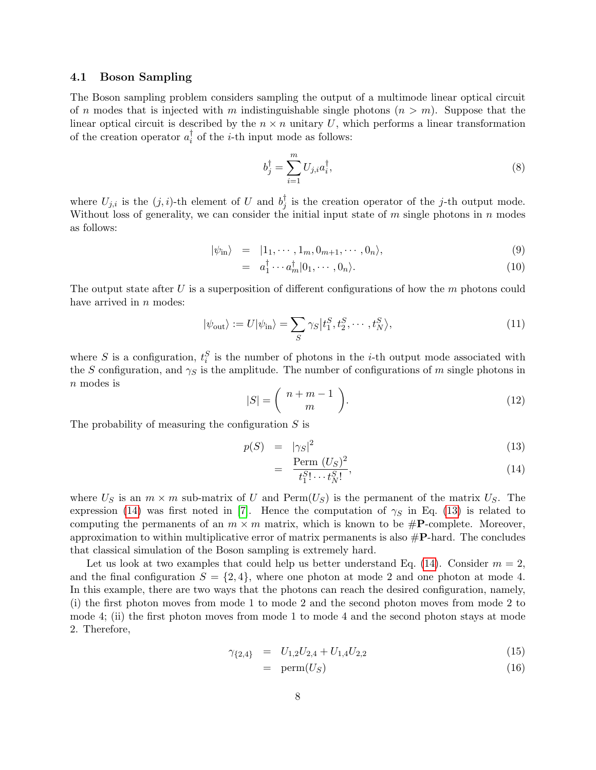### 4.1 Boson Sampling

The Boson sampling problem considers sampling the output of a multimode linear optical circuit of $n$ modes that is injected with $m$ indistinguishable single photons ($n > m$). Suppose that the linear optical circuit is described by the $n \times n$ unitary $U$, which performs a linear transformation of the creation operator $a_i^\dagger$ of the $i$-th input mode as follows:

$$b_j^\dagger = \sum_{i=1}^{m} U_{j,i} a_i^\dagger, \tag{8}$$

where $U_{j,i}$ is the $(j,i)$-th element of $U$ and $b_j^\dagger$ is the creation operator of the $j$-th output mode. Without loss of generality, we can consider the initial input state of $m$ single photons in $n$ modes as follows:

$$\begin{aligned} |\psi_{\text{in}}\rangle &= |1_1, \cdots, 1_m, 0_{m+1}, \cdots, 0_n\rangle, & (9)\\ &= a_1^\dagger \cdots a_m^\dagger |0_1, \cdots, 0_n\rangle. & (10) \end{aligned}$$

The output state after $U$ is a superposition of different configurations of how the $m$ photons could have arrived in $n$ modes:

$$|\psi_{\text{out}}\rangle := U|\psi_{\text{in}}\rangle = \sum_S \gamma_S |t_1^S, t_2^S, \cdots, t_N^S\rangle, \tag{11}$$

where $S$ is a configuration, $t_i^S$ is the number of photons in the $i$-th output mode associated with the $S$ configuration, and $\gamma_S$ is the amplitude. The number of configurations of $m$ single photons in $n$ modes is

$$|S| = \begin{pmatrix} n+m-1 \\ m \end{pmatrix}. \tag{12}$$

The probability of measuring the configuration $S$ is

$$\begin{aligned} p(S) &= |\gamma_S|^2 & (13)\\ &= \frac{\text{Perm } (U_S)^2}{t_1^S! \cdots t_N^S!}, & (14) \end{aligned}$$

where $U_S$ is an $m \times m$ sub-matrix of $U$ and Perm$(U_S)$ is the permanent of the matrix $U_S$. The expression (14) was first noted in [7]. Hence the computation of $\gamma_S$ in Eq. (13) is related to computing the permanents of an $m \times m$ matrix, which is known to be #**P**-complete. Moreover, approximation to within multiplicative error of matrix permanents is also #**P**-hard. The concludes that classical simulation of the Boson sampling is extremely hard.

Let us look at two examples that could help us better understand Eq. (14). Consider $m = 2$, and the final configuration $S = \{2, 4\}$, where one photon at mode 2 and one photon at mode 4. In this example, there are two ways that the photons can reach the desired configuration, namely, (i) the first photon moves from mode 1 to mode 2 and the second photon moves from mode 2 to mode 4; (ii) the first photon moves from mode 1 to mode 4 and the second photon stays at mode 2. Therefore,

$$\begin{aligned} \gamma_{\{2,4\}} &= U_{1,2}U_{2,4} + U_{1,4}U_{2,2} & (15)\\ &= \text{perm}(U_S) & (16) \end{aligned}$$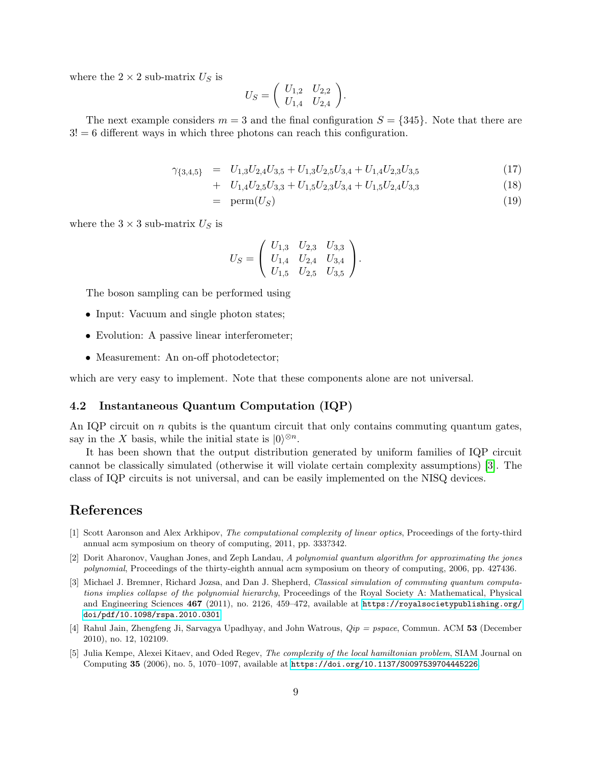where the $2 \times 2$ sub-matrix $U_S$ is

$$U_S = \begin{pmatrix} U_{1,2} & U_{2,2} \\ U_{1,4} & U_{2,4} \end{pmatrix}.$$

The next example considers $m = 3$ and the final configuration $S = \{345\}$. Note that there are $3! = 6$ different ways in which three photons can reach this configuration.

$$\begin{aligned}
\gamma_{\{3,4,5\}} &= U_{1,3}U_{2,4}U_{3,5} + U_{1,3}U_{2,5}U_{3,4} + U_{1,4}U_{2,3}U_{3,5} && (17)\\
&+ U_{1,4}U_{2,5}U_{3,3} + U_{1,5}U_{2,3}U_{3,4} + U_{1,5}U_{2,4}U_{3,3} && (18)\\
&= \text{perm}(U_S) && (19)
\end{aligned}$$

where the $3 \times 3$ sub-matrix $U_S$ is

$$U_S = \begin{pmatrix} U_{1,3} & U_{2,3} & U_{3,3} \\ U_{1,4} & U_{2,4} & U_{3,4} \\ U_{1,5} & U_{2,5} & U_{3,5} \end{pmatrix}.$$

The boson sampling can be performed using

- Input: Vacuum and single photon states;
- Evolution: A passive linear interferometer;
- Measurement: An on-off photodetector;

which are very easy to implement. Note that these components alone are not universal.

### 4.2 Instantaneous Quantum Computation (IQP)

An IQP circuit on $n$ qubits is the quantum circuit that only contains commuting quantum gates, say in the $X$ basis, while the initial state is $|0\rangle^{\otimes n}$.

It has been shown that the output distribution generated by uniform families of IQP circuit cannot be classically simulated (otherwise it will violate certain complexity assumptions) [3]. The class of IQP circuits is not universal, and can be easily implemented on the NISQ devices.

## References

[1] Scott Aaronson and Alex Arkhipov, *The computational complexity of linear optics*, Proceedings of the forty-third annual acm symposium on theory of computing, 2011, pp. 333?342.

[2] Dorit Aharonov, Vaughan Jones, and Zeph Landau, *A polynomial quantum algorithm for approximating the jones polynomial*, Proceedings of the thirty-eighth annual acm symposium on theory of computing, 2006, pp. 427436.

[3] Michael J. Bremner, Richard Jozsa, and Dan J. Shepherd, *Classical simulation of commuting quantum computations implies collapse of the polynomial hierarchy*, Proceedings of the Royal Society A: Mathematical, Physical and Engineering Sciences **467** (2011), no. 2126, 459–472, available at https://royalsocietypublishing.org/doi/pdf/10.1098/rspa.2010.0301.

[4] Rahul Jain, Zhengfeng Ji, Sarvagya Upadhyay, and John Watrous, *Qip = pspace*, Commun. ACM **53** (December 2010), no. 12, 102109.

[5] Julia Kempe, Alexei Kitaev, and Oded Regev, *The complexity of the local hamiltonian problem*, SIAM Journal on Computing **35** (2006), no. 5, 1070–1097, available at https://doi.org/10.1137/S0097539704445226.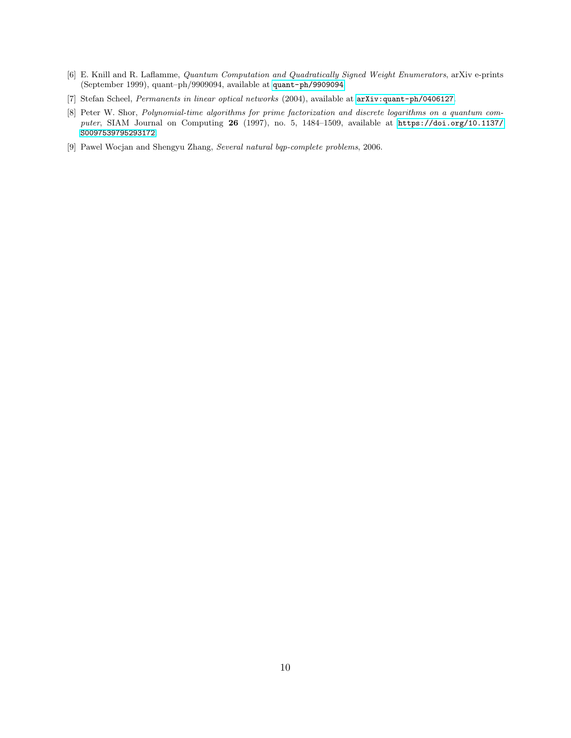[6] E. Knill and R. Laflamme, *Quantum Computation and Quadratically Signed Weight Enumerators*, arXiv e-prints (September 1999), quant–ph/9909094, available at quant-ph/9909094.

[7] Stefan Scheel, *Permanents in linear optical networks* (2004), available at arXiv:quant-ph/0406127.

[8] Peter W. Shor, *Polynomial-time algorithms for prime factorization and discrete logarithms on a quantum computer*, SIAM Journal on Computing **26** (1997), no. 5, 1484–1509, available at https://doi.org/10.1137/S0097539795293172.

[9] Pawel Wocjan and Shengyu Zhang, *Several natural bqp-complete problems*, 2006.